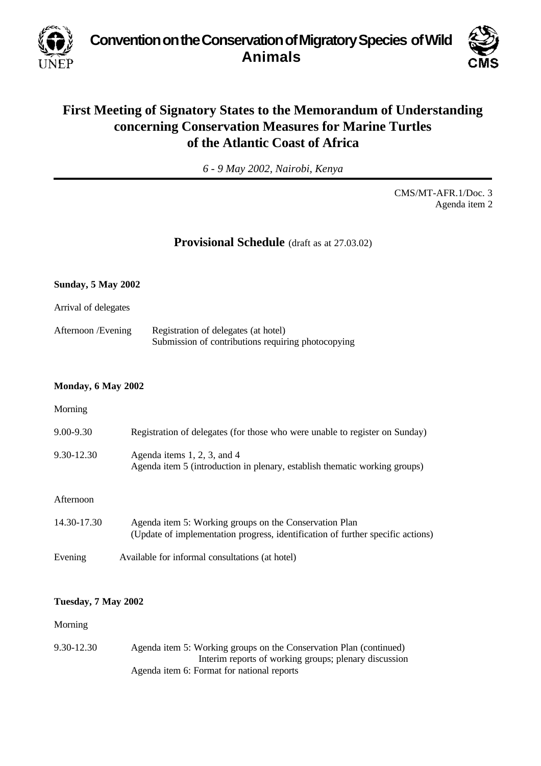**Convention on the Conservation of Migratory Species of Wild Animals**

# First Meeting of Signatory States to the Memorandum of Understanding concerning Conservation Measures for Marine Turtles of the Atlantic Coast of Africa

*6 - 9 May 2002, Nairobi, Kenya*

CMS/MT-AFR.1/Doc. 3
Agenda item 2

## Provisional Schedule (draft as at 27.03.02)

**Sunday, 5 May 2002**

Arrival of delegates

| | |
|---|---|
| Afternoon /Evening | Registration of delegates (at hotel)<br>Submission of contributions requiring photocopying |

**Monday, 6 May 2002**

Morning

| | |
|---|---|
| 9.00-9.30 | Registration of delegates (for those who were unable to register on Sunday) |
| 9.30-12.30 | Agenda items 1, 2, 3, and 4<br>Agenda item 5 (introduction in plenary, establish thematic working groups) |

Afternoon

| | |
|---|---|
| 14.30-17.30 | Agenda item 5: Working groups on the Conservation Plan<br>(Update of implementation progress, identification of further specific actions) |
| Evening | Available for informal consultations (at hotel) |

**Tuesday, 7 May 2002**

Morning

| | |
|---|---|
| 9.30-12.30 | Agenda item 5: Working groups on the Conservation Plan (continued)<br>Interim reports of working groups; plenary discussion<br>Agenda item 6: Format for national reports |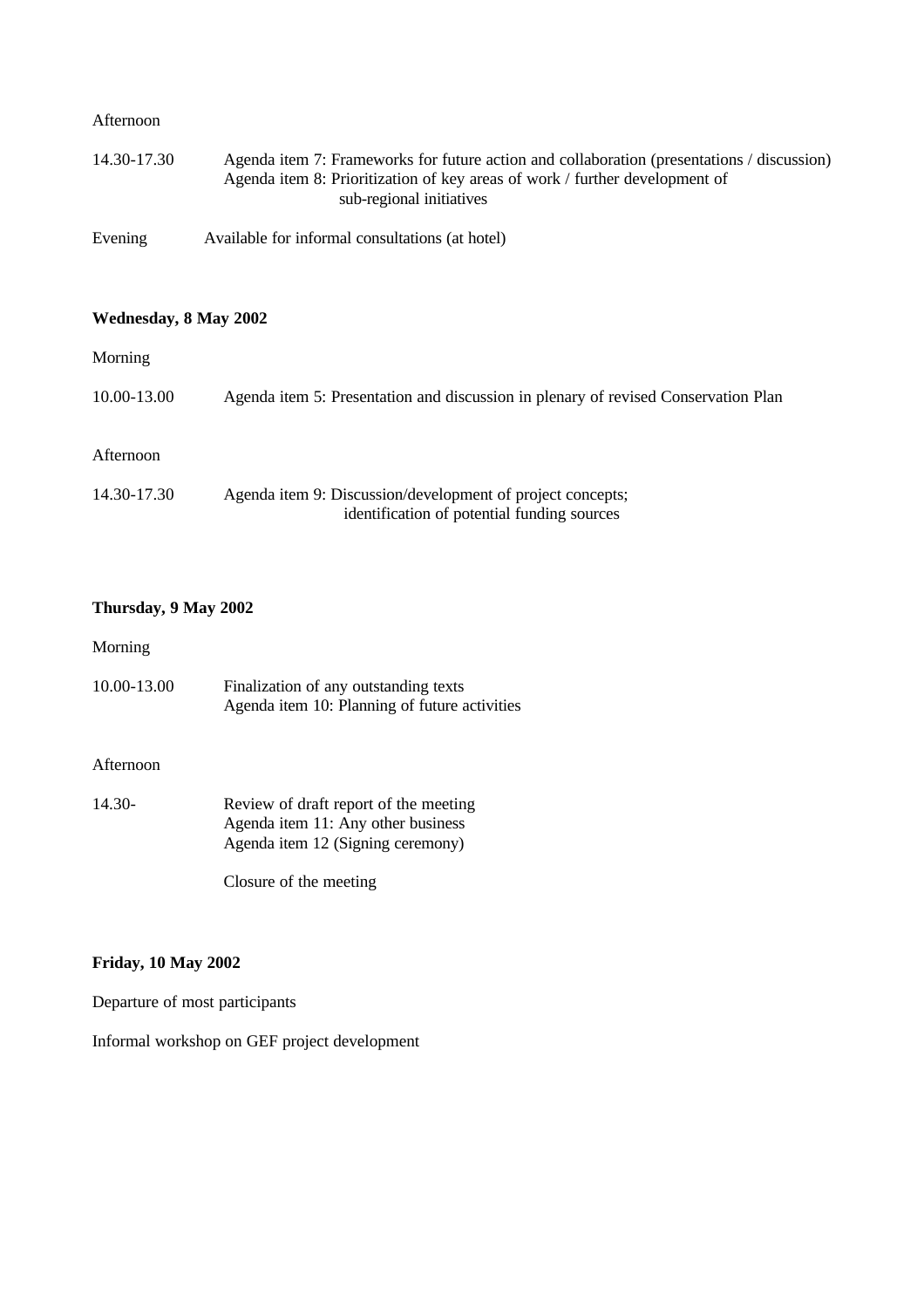Afternoon

| | |
|---|---|
| 14.30-17.30 | Agenda item 7: Frameworks for future action and collaboration (presentations / discussion)<br>Agenda item 8: Prioritization of key areas of work / further development of sub-regional initiatives |
| Evening | Available for informal consultations (at hotel) |

**Wednesday, 8 May 2002**

Morning

| | |
|---|---|
| 10.00-13.00 | Agenda item 5: Presentation and discussion in plenary of revised Conservation Plan |

Afternoon

| | |
|---|---|
| 14.30-17.30 | Agenda item 9: Discussion/development of project concepts; identification of potential funding sources |

**Thursday, 9 May 2002**

Morning

| | |
|---|---|
| 10.00-13.00 | Finalization of any outstanding texts<br>Agenda item 10: Planning of future activities |

Afternoon

| | |
|---|---|
| 14.30- | Review of draft report of the meeting<br>Agenda item 11: Any other business<br>Agenda item 12 (Signing ceremony)<br><br>Closure of the meeting |

**Friday, 10 May 2002**

Departure of most participants

Informal workshop on GEF project development